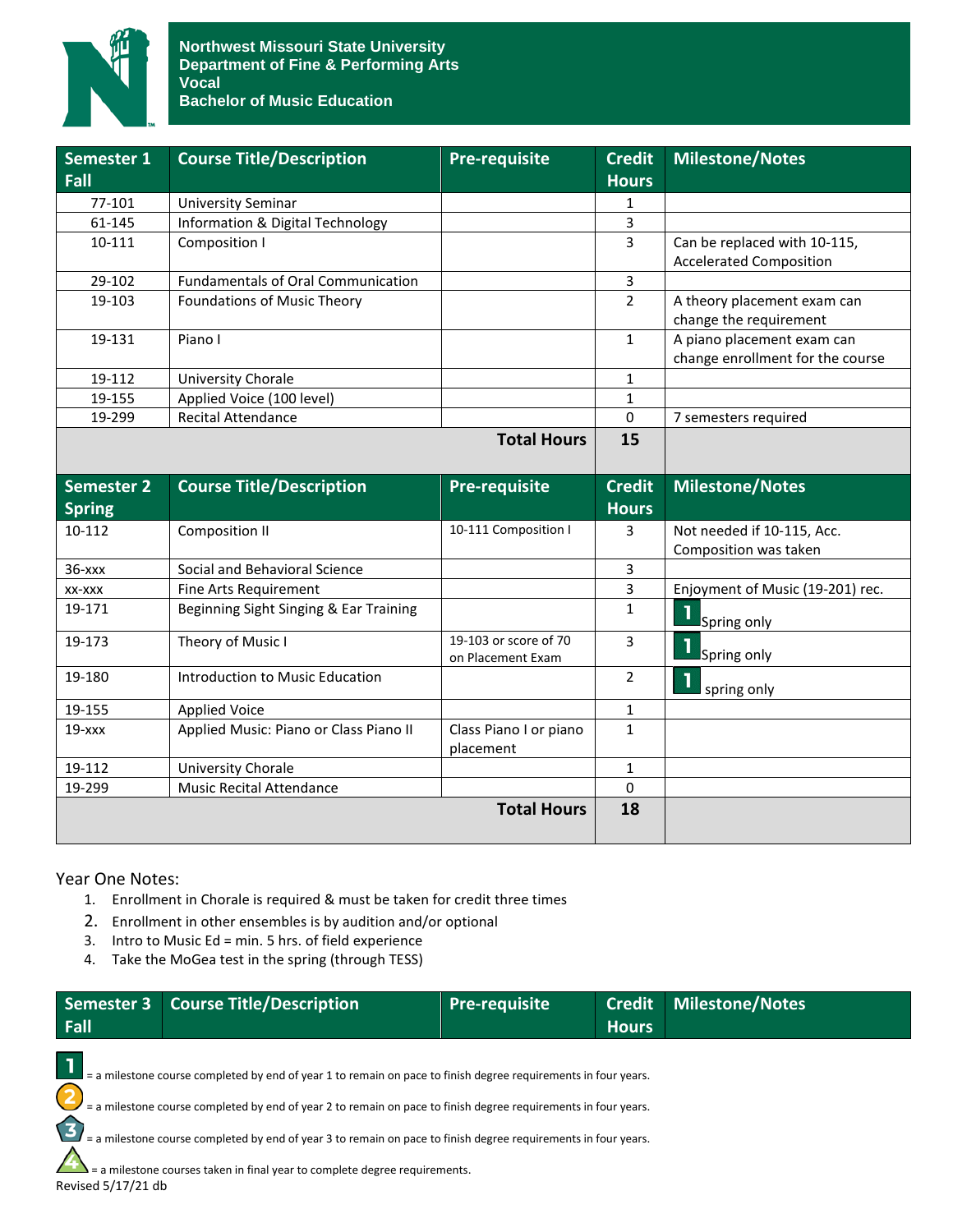# Northwest Missouri State University
## Department of Fine & Performing Arts
## Vocal
## Bachelor of Music Education

| Semester 1 Fall | Course Title/Description | Pre-requisite | Credit Hours | Milestone/Notes |
|---|---|---|---|---|
| 77-101 | University Seminar | | 1 | |
| 61-145 | Information & Digital Technology | | 3 | |
| 10-111 | Composition I | | 3 | Can be replaced with 10-115, Accelerated Composition |
| 29-102 | Fundamentals of Oral Communication | | 3 | |
| 19-103 | Foundations of Music Theory | | 2 | A theory placement exam can change the requirement |
| 19-131 | Piano I | | 1 | A piano placement exam can change enrollment for the course |
| 19-112 | University Chorale | | 1 | |
| 19-155 | Applied Voice (100 level) | | 1 | |
| 19-299 | Recital Attendance | | 0 | 7 semesters required |
| | | **Total Hours** | **15** | |

| Semester 2 Spring | Course Title/Description | Pre-requisite | Credit Hours | Milestone/Notes |
|---|---|---|---|---|
| 10-112 | Composition II | 10-111 Composition I | 3 | Not needed if 10-115, Acc. Composition was taken |
| 36-xxx | Social and Behavioral Science | | 3 | |
| xx-xxx | Fine Arts Requirement | | 3 | Enjoyment of Music (19-201) rec. |
| 19-171 | Beginning Sight Singing & Ear Training | | 1 | 1 Spring only |
| 19-173 | Theory of Music I | 19-103 or score of 70 on Placement Exam | 3 | 1 Spring only |
| 19-180 | Introduction to Music Education | | 2 | 1 spring only |
| 19-155 | Applied Voice | | 1 | |
| 19-xxx | Applied Music: Piano or Class Piano II | Class Piano I or piano placement | 1 | |
| 19-112 | University Chorale | | 1 | |
| 19-299 | Music Recital Attendance | | 0 | |
| | | **Total Hours** | **18** | |

Year One Notes:

1. Enrollment in Chorale is required & must be taken for credit three times
2. Enrollment in other ensembles is by audition and/or optional
3. Intro to Music Ed = min. 5 hrs. of field experience
4. Take the MoGea test in the spring (through TESS)

| Semester 3 Fall | Course Title/Description | Pre-requisite | Credit Hours | Milestone/Notes |
|---|---|---|---|---|

1 = a milestone course completed by end of year 1 to remain on pace to finish degree requirements in four years.

2 = a milestone course completed by end of year 2 to remain on pace to finish degree requirements in four years.

3 = a milestone course completed by end of year 3 to remain on pace to finish degree requirements in four years.

4 = a milestone courses taken in final year to complete degree requirements.

Revised 5/17/21 db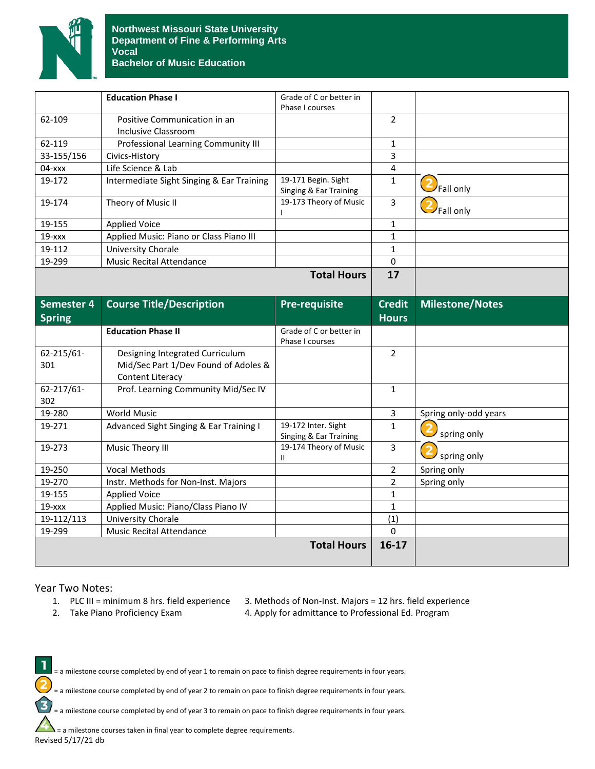# Northwest Missouri State University
## Department of Fine & Performing Arts
## Vocal
## Bachelor of Music Education

| | | | | |
|---|---|---|---|---|
| | **Education Phase I** | Grade of C or better in Phase I courses | | |
| 62-109 | Positive Communication in an Inclusive Classroom | | 2 | |
| 62-119 | Professional Learning Community III | | 1 | |
| 33-155/156 | Civics-History | | 3 | |
| 04-xxx | Life Science & Lab | | 4 | |
| 19-172 | Intermediate Sight Singing & Ear Training | 19-171 Begin. Sight Singing & Ear Training | 1 | 2 Fall only |
| 19-174 | Theory of Music II | 19-173 Theory of Music I | 3 | 2 Fall only |
| 19-155 | Applied Voice | | 1 | |
| 19-xxx | Applied Music: Piano or Class Piano III | | 1 | |
| 19-112 | University Chorale | | 1 | |
| 19-299 | Music Recital Attendance | | 0 | |
| | | **Total Hours** | **17** | |

| Semester 4 Spring | Course Title/Description | Pre-requisite | Credit Hours | Milestone/Notes |
|---|---|---|---|---|
| | **Education Phase II** | Grade of C or better in Phase I courses | | |
| 62-215/61-301 | Designing Integrated Curriculum Mid/Sec Part 1/Dev Found of Adoles & Content Literacy | | 2 | |
| 62-217/61-302 | Prof. Learning Community Mid/Sec IV | | 1 | |
| 19-280 | World Music | | 3 | Spring only-odd years |
| 19-271 | Advanced Sight Singing & Ear Training I | 19-172 Inter. Sight Singing & Ear Training | 1 | 2 spring only |
| 19-273 | Music Theory III | 19-174 Theory of Music II | 3 | 2 spring only |
| 19-250 | Vocal Methods | | 2 | Spring only |
| 19-270 | Instr. Methods for Non-Inst. Majors | | 2 | Spring only |
| 19-155 | Applied Voice | | 1 | |
| 19-xxx | Applied Music: Piano/Class Piano IV | | 1 | |
| 19-112/113 | University Chorale | | (1) | |
| 19-299 | Music Recital Attendance | | 0 | |
| | | **Total Hours** | **16-17** | |

Year Two Notes:

1. PLC III = minimum 8 hrs. field experience
2. Take Piano Proficiency Exam
3. Methods of Non-Inst. Majors = 12 hrs. field experience
4. Apply for admittance to Professional Ed. Program

1 = a milestone course completed by end of year 1 to remain on pace to finish degree requirements in four years.

2 = a milestone course completed by end of year 2 to remain on pace to finish degree requirements in four years.

3 = a milestone course completed by end of year 3 to remain on pace to finish degree requirements in four years.

4 = a milestone courses taken in final year to complete degree requirements.

Revised 5/17/21 db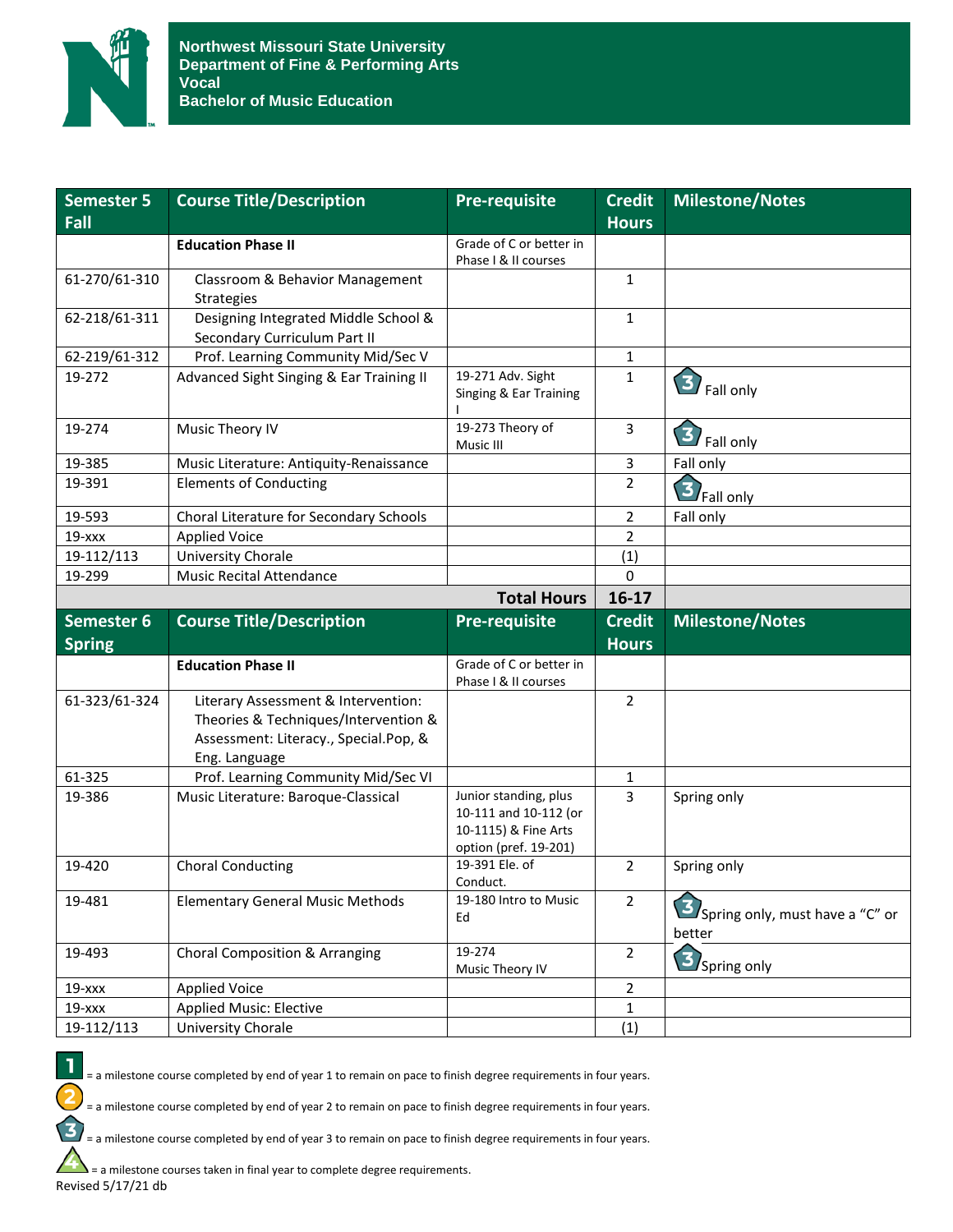**Northwest Missouri State University**
**Department of Fine & Performing Arts**
**Vocal**
**Bachelor of Music Education**

| Semester 5 Fall | Course Title/Description | Pre-requisite | Credit Hours | Milestone/Notes |
|---|---|---|---|---|
| | **Education Phase II** | Grade of C or better in Phase I & II courses | | |
| 61-270/61-310 | Classroom & Behavior Management Strategies | | 1 | |
| 62-218/61-311 | Designing Integrated Middle School & Secondary Curriculum Part II | | 1 | |
| 62-219/61-312 | Prof. Learning Community Mid/Sec V | | 1 | |
| 19-272 | Advanced Sight Singing & Ear Training II | 19-271 Adv. Sight Singing & Ear Training I | 1 | 3 Fall only |
| 19-274 | Music Theory IV | 19-273 Theory of Music III | 3 | 3 Fall only |
| 19-385 | Music Literature: Antiquity-Renaissance | | 3 | Fall only |
| 19-391 | Elements of Conducting | | 2 | 3 Fall only |
| 19-593 | Choral Literature for Secondary Schools | | 2 | Fall only |
| 19-xxx | Applied Voice | | 2 | |
| 19-112/113 | University Chorale | | (1) | |
| 19-299 | Music Recital Attendance | | 0 | |
| | | **Total Hours** | **16-17** | |

| Semester 6 Spring | Course Title/Description | Pre-requisite | Credit Hours | Milestone/Notes |
|---|---|---|---|---|
| | **Education Phase II** | Grade of C or better in Phase I & II courses | | |
| 61-323/61-324 | Literary Assessment & Intervention: Theories & Techniques/Intervention & Assessment: Literacy., Special.Pop, & Eng. Language | | 2 | |
| 61-325 | Prof. Learning Community Mid/Sec VI | | 1 | |
| 19-386 | Music Literature: Baroque-Classical | Junior standing, plus 10-111 and 10-112 (or 10-1115) & Fine Arts option (pref. 19-201) | 3 | Spring only |
| 19-420 | Choral Conducting | 19-391 Ele. of Conduct. | 2 | Spring only |
| 19-481 | Elementary General Music Methods | 19-180 Intro to Music Ed | 2 | 3 Spring only, must have a "C" or better |
| 19-493 | Choral Composition & Arranging | 19-274 Music Theory IV | 2 | 3 Spring only |
| 19-xxx | Applied Voice | | 2 | |
| 19-xxx | Applied Music: Elective | | 1 | |
| 19-112/113 | University Chorale | | (1) | |

1 = a milestone course completed by end of year 1 to remain on pace to finish degree requirements in four years.

2 = a milestone course completed by end of year 2 to remain on pace to finish degree requirements in four years.

3 = a milestone course completed by end of year 3 to remain on pace to finish degree requirements in four years.

4 = a milestone courses taken in final year to complete degree requirements.

Revised 5/17/21 db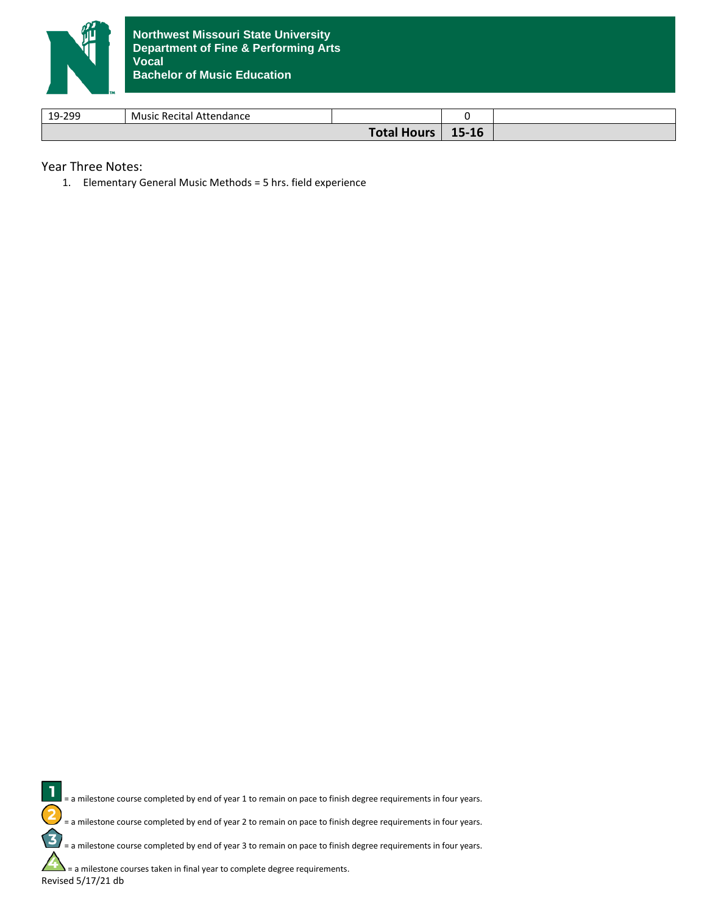**Northwest Missouri State University**
**Department of Fine & Performing Arts**
**Vocal**
**Bachelor of Music Education**

| | | | | |
|---|---|---|---|---|
| 19-299 | Music Recital Attendance | | 0 | |
| | | **Total Hours** | **15-16** | |

Year Three Notes:

1. Elementary General Music Methods = 5 hrs. field experience

1 = a milestone course completed by end of year 1 to remain on pace to finish degree requirements in four years.

2 = a milestone course completed by end of year 2 to remain on pace to finish degree requirements in four years.

3 = a milestone course completed by end of year 3 to remain on pace to finish degree requirements in four years.

4 = a milestone courses taken in final year to complete degree requirements.

Revised 5/17/21 db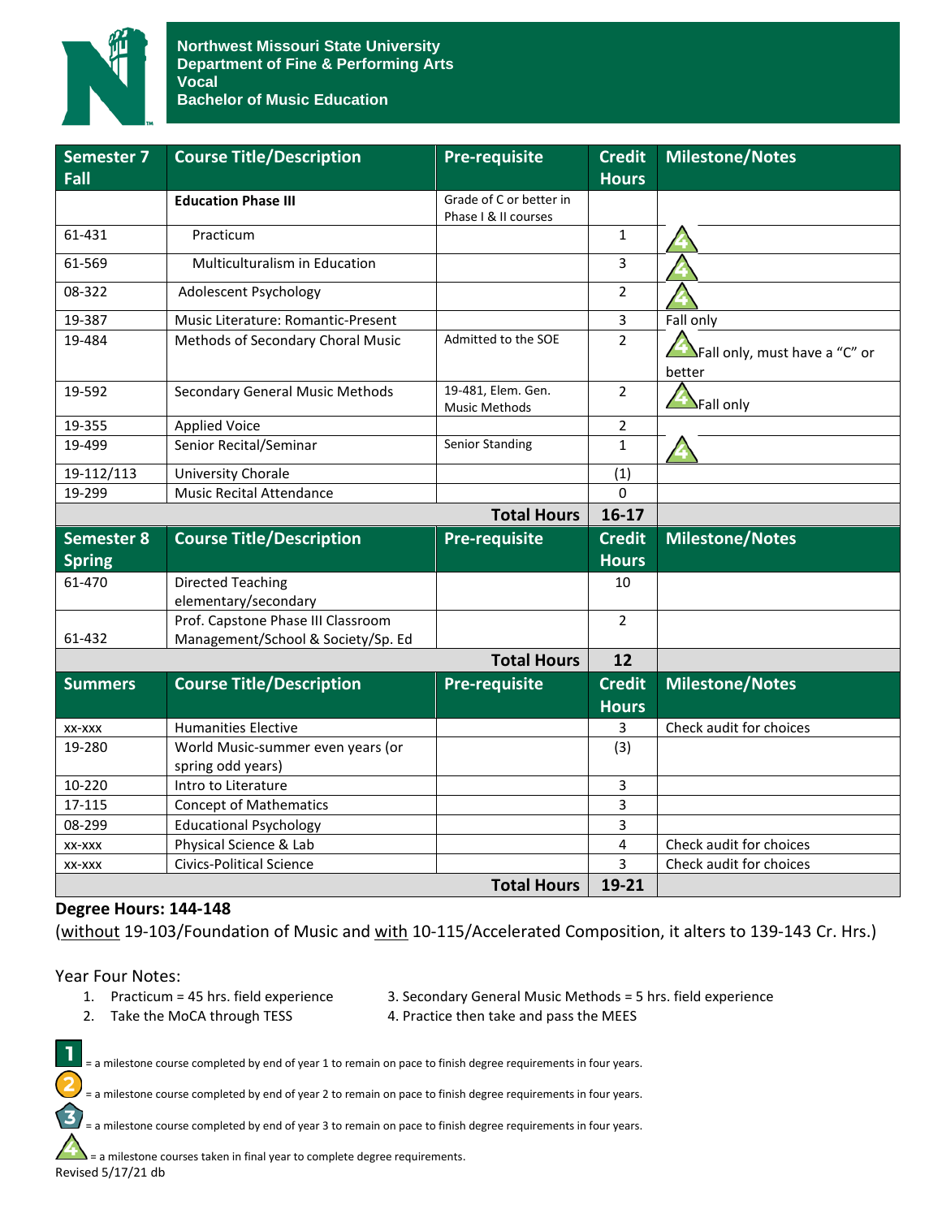# Northwest Missouri State University
## Department of Fine & Performing Arts
## Vocal
## Bachelor of Music Education

| Semester 7 Fall | Course Title/Description | Pre-requisite | Credit Hours | Milestone/Notes |
|---|---|---|---|---|
| | **Education Phase III** | Grade of C or better in Phase I & II courses | | |
| 61-431 | Practicum | | 1 | 4 |
| 61-569 | Multiculturalism in Education | | 3 | 4 |
| 08-322 | Adolescent Psychology | | 2 | 4 |
| 19-387 | Music Literature: Romantic-Present | | 3 | Fall only |
| 19-484 | Methods of Secondary Choral Music | Admitted to the SOE | 2 | 4 Fall only, must have a "C" or better |
| 19-592 | Secondary General Music Methods | 19-481, Elem. Gen. Music Methods | 2 | 4 Fall only |
| 19-355 | Applied Voice | | 2 | |
| 19-499 | Senior Recital/Seminar | Senior Standing | 1 | 4 |
| 19-112/113 | University Chorale | | (1) | |
| 19-299 | Music Recital Attendance | | 0 | |
| | | **Total Hours** | **16-17** | |

| Semester 8 Spring | Course Title/Description | Pre-requisite | Credit Hours | Milestone/Notes |
|---|---|---|---|---|
| 61-470 | Directed Teaching elementary/secondary | | 10 | |
| 61-432 | Prof. Capstone Phase III Classroom Management/School & Society/Sp. Ed | | 2 | |
| | | **Total Hours** | **12** | |

| Summers | Course Title/Description | Pre-requisite | Credit Hours | Milestone/Notes |
|---|---|---|---|---|
| xx-xxx | Humanities Elective | | 3 | Check audit for choices |
| 19-280 | World Music-summer even years (or spring odd years) | | (3) | |
| 10-220 | Intro to Literature | | 3 | |
| 17-115 | Concept of Mathematics | | 3 | |
| 08-299 | Educational Psychology | | 3 | |
| xx-xxx | Physical Science & Lab | | 4 | Check audit for choices |
| xx-xxx | Civics-Political Science | | 3 | Check audit for choices |
| | | **Total Hours** | **19-21** | |

**Degree Hours: 144-148**

(without 19-103/Foundation of Music and with 10-115/Accelerated Composition, it alters to 139-143 Cr. Hrs.)

Year Four Notes:

1. Practicum = 45 hrs. field experience
2. Take the MoCA through TESS
3. Secondary General Music Methods = 5 hrs. field experience
4. Practice then take and pass the MEES

1 = a milestone course completed by end of year 1 to remain on pace to finish degree requirements in four years.

2 = a milestone course completed by end of year 2 to remain on pace to finish degree requirements in four years.

3 = a milestone course completed by end of year 3 to remain on pace to finish degree requirements in four years.

4 = a milestone courses taken in final year to complete degree requirements.

Revised 5/17/21 db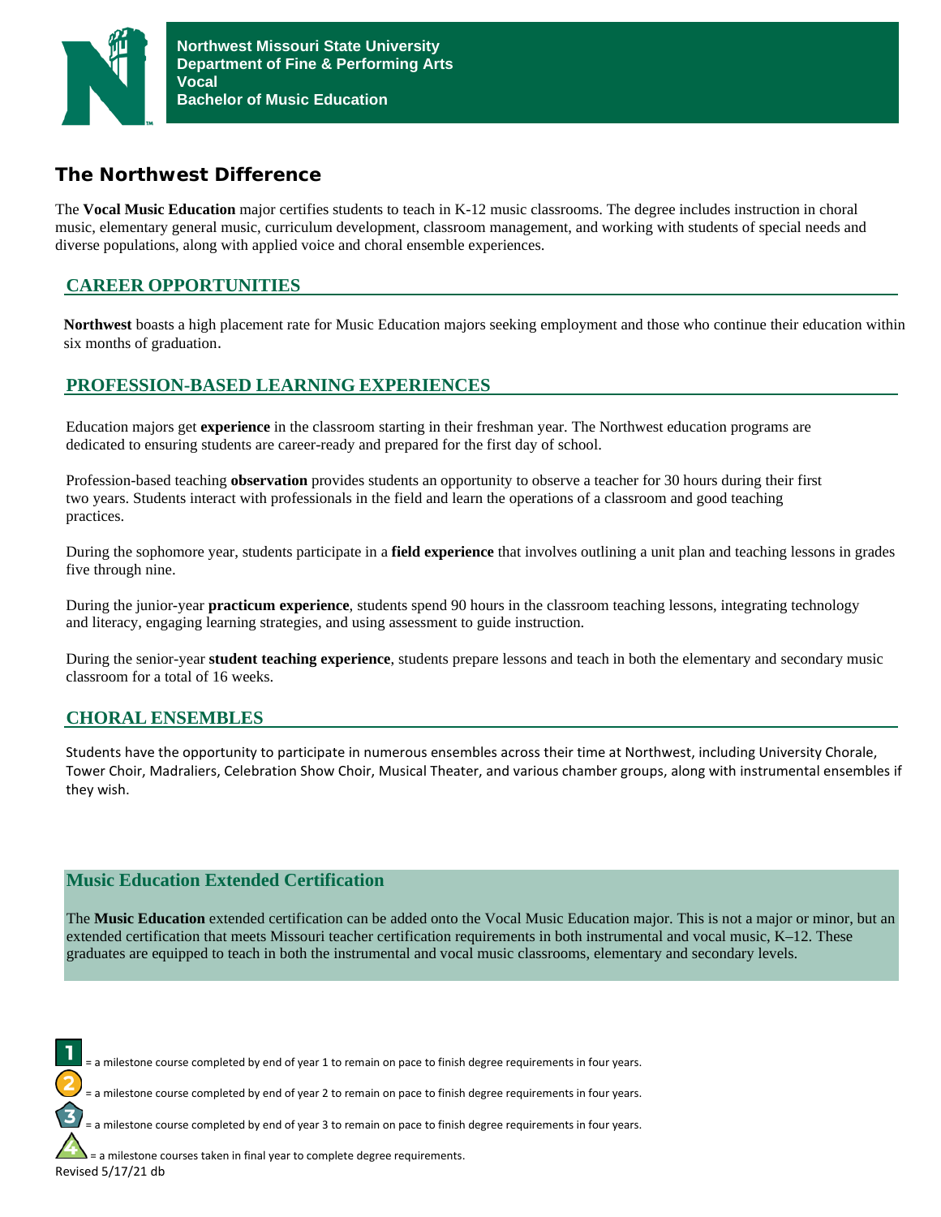**Northwest Missouri State University**
**Department of Fine & Performing Arts**
**Vocal**
**Bachelor of Music Education**

## The Northwest Difference

The **Vocal Music Education** major certifies students to teach in K-12 music classrooms. The degree includes instruction in choral music, elementary general music, curriculum development, classroom management, and working with students of special needs and diverse populations, along with applied voice and choral ensemble experiences.

### CAREER OPPORTUNITIES

**Northwest** boasts a high placement rate for Music Education majors seeking employment and those who continue their education within six months of graduation.

### PROFESSION-BASED LEARNING EXPERIENCES

Education majors get **experience** in the classroom starting in their freshman year. The Northwest education programs are dedicated to ensuring students are career-ready and prepared for the first day of school.

Profession-based teaching **observation** provides students an opportunity to observe a teacher for 30 hours during their first two years. Students interact with professionals in the field and learn the operations of a classroom and good teaching practices.

During the sophomore year, students participate in a **field experience** that involves outlining a unit plan and teaching lessons in grades five through nine.

During the junior-year **practicum experience**, students spend 90 hours in the classroom teaching lessons, integrating technology and literacy, engaging learning strategies, and using assessment to guide instruction.

During the senior-year **student teaching experience**, students prepare lessons and teach in both the elementary and secondary music classroom for a total of 16 weeks.

### CHORAL ENSEMBLES

Students have the opportunity to participate in numerous ensembles across their time at Northwest, including University Chorale, Tower Choir, Madraliers, Celebration Show Choir, Musical Theater, and various chamber groups, along with instrumental ensembles if they wish.

### Music Education Extended Certification

The **Music Education** extended certification can be added onto the Vocal Music Education major. This is not a major or minor, but an extended certification that meets Missouri teacher certification requirements in both instrumental and vocal music, K–12. These graduates are equipped to teach in both the instrumental and vocal music classrooms, elementary and secondary levels.

1 = a milestone course completed by end of year 1 to remain on pace to finish degree requirements in four years.

2 = a milestone course completed by end of year 2 to remain on pace to finish degree requirements in four years.

3 = a milestone course completed by end of year 3 to remain on pace to finish degree requirements in four years.

4 = a milestone courses taken in final year to complete degree requirements.

Revised 5/17/21 db